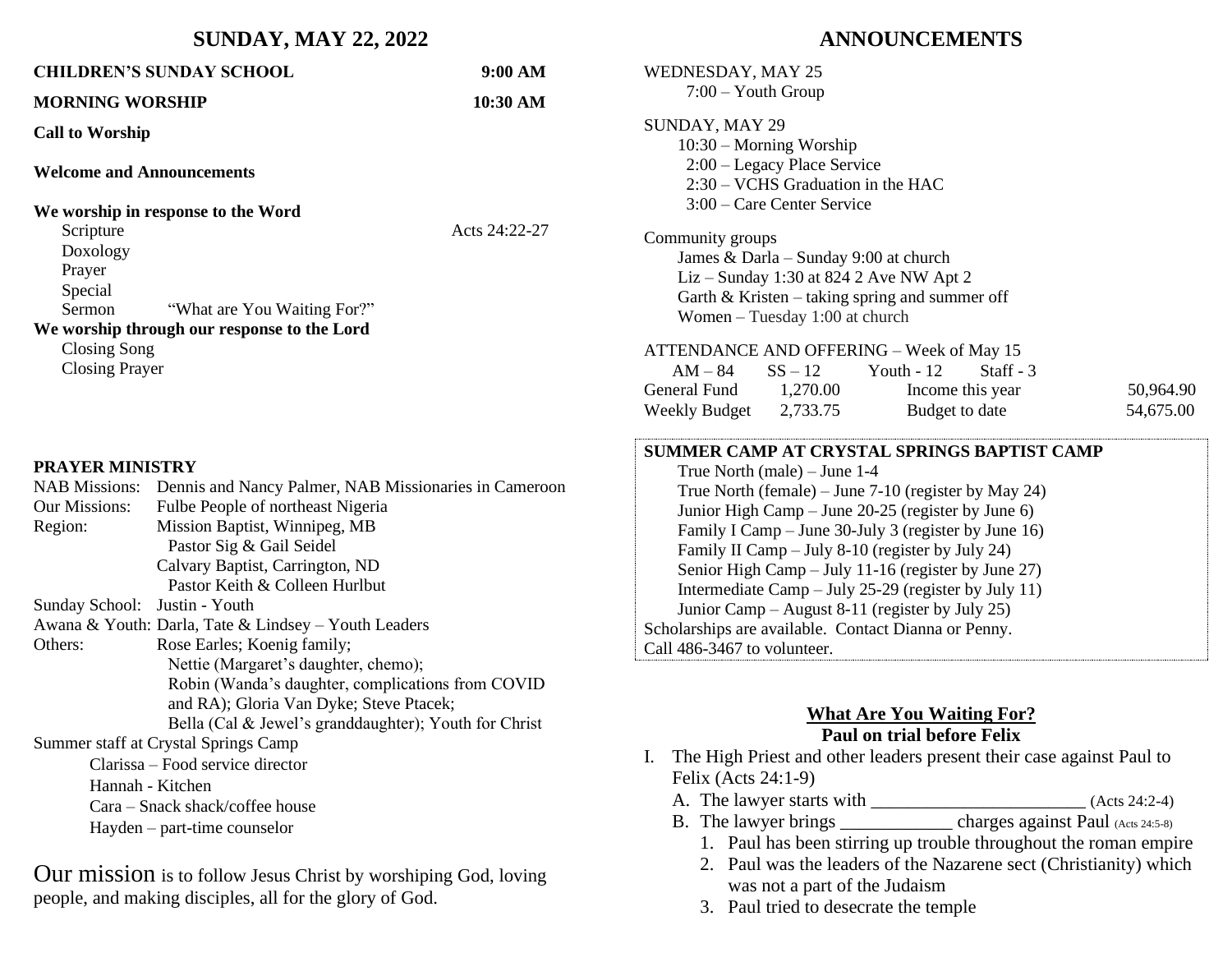## SUNDAY, MAY 22, 2022

**CHILDREN'S SUNDAY SCHOOL** 9:00 AM

**MORNING WORSHIP** 10:30 AM

**Call to Worship**

**Welcome and Announcements**

**We worship in response to the Word**

Scripture Acts 24:22-27
Doxology
Prayer
Special
Sermon "What are You Waiting For?"

**We worship through our response to the Lord**

Closing Song
Closing Prayer

### PRAYER MINISTRY

NAB Missions: Dennis and Nancy Palmer, NAB Missionaries in Cameroon
Our Missions: Fulbe People of northeast Nigeria
Region: Mission Baptist, Winnipeg, MB
Pastor Sig & Gail Seidel
Calvary Baptist, Carrington, ND
Pastor Keith & Colleen Hurlbut
Sunday School: Justin - Youth
Awana & Youth: Darla, Tate & Lindsey – Youth Leaders
Others: Rose Earles; Koenig family;
Nettie (Margaret's daughter, chemo);
Robin (Wanda's daughter, complications from COVID and RA); Gloria Van Dyke; Steve Ptacek;
Bella (Cal & Jewel's granddaughter); Youth for Christ

Summer staff at Crystal Springs Camp
Clarissa – Food service director
Hannah - Kitchen
Cara – Snack shack/coffee house
Hayden – part-time counselor

Our mission is to follow Jesus Christ by worshiping God, loving people, and making disciples, all for the glory of God.

## ANNOUNCEMENTS

WEDNESDAY, MAY 25
7:00 – Youth Group

SUNDAY, MAY 29
10:30 – Morning Worship
2:00 – Legacy Place Service
2:30 – VCHS Graduation in the HAC
3:00 – Care Center Service

Community groups
James & Darla – Sunday 9:00 at church
Liz – Sunday 1:30 at 824 2 Ave NW Apt 2
Garth & Kristen – taking spring and summer off
Women – Tuesday 1:00 at church

ATTENDANCE AND OFFERING – Week of May 15
AM – 84 SS – 12 Youth - 12 Staff - 3

| | | | |
|---|---|---|---|
| General Fund | 1,270.00 | Income this year | 50,964.90 |
| Weekly Budget | 2,733.75 | Budget to date | 54,675.00 |

**SUMMER CAMP AT CRYSTAL SPRINGS BAPTIST CAMP**

True North (male) – June 1-4
True North (female) – June 7-10 (register by May 24)
Junior High Camp – June 20-25 (register by June 6)
Family I Camp – June 30-July 3 (register by June 16)
Family II Camp – July 8-10 (register by July 24)
Senior High Camp – July 11-16 (register by June 27)
Intermediate Camp – July 25-29 (register by July 11)
Junior Camp – August 8-11 (register by July 25)

Scholarships are available. Contact Dianna or Penny.
Call 486-3467 to volunteer.

### What Are You Waiting For?
**Paul on trial before Felix**

I. The High Priest and other leaders present their case against Paul to Felix (Acts 24:1-9)
   A. The lawyer starts with _______________________ (Acts 24:2-4)
   B. The lawyer brings ____________ charges against Paul (Acts 24:5-8)
      1. Paul has been stirring up trouble throughout the roman empire
      2. Paul was the leaders of the Nazarene sect (Christianity) which was not a part of the Judaism
      3. Paul tried to desecrate the temple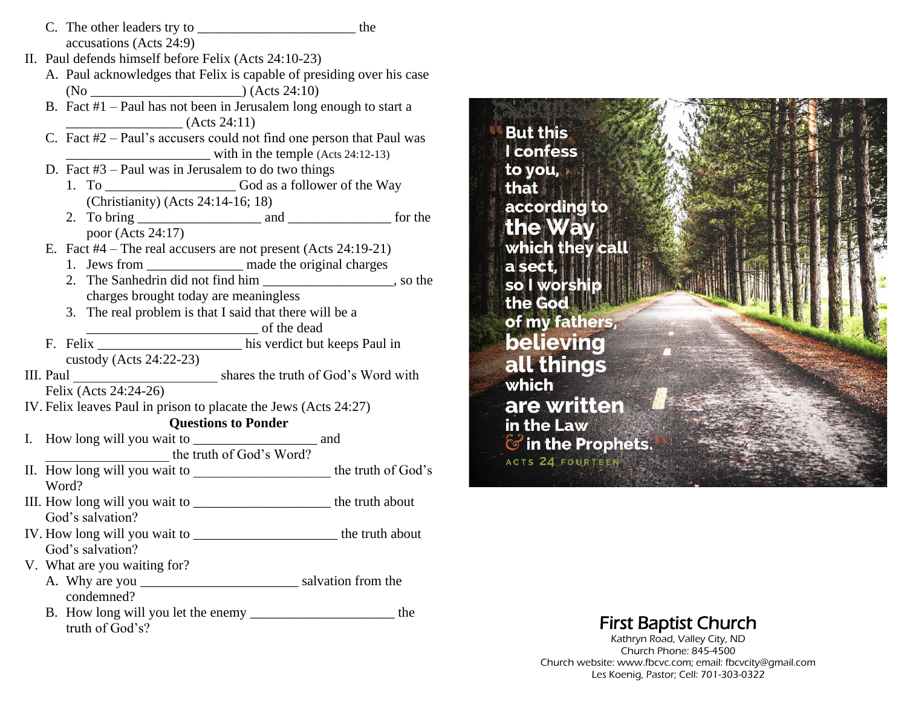C. The other leaders try to ______________________ the accusations (Acts 24:9)

II. Paul defends himself before Felix (Acts 24:10-23)
   A. Paul acknowledges that Felix is capable of presiding over his case (No _____________________) (Acts 24:10)
   B. Fact #1 – Paul has not been in Jerusalem long enough to start a _________________ (Acts 24:11)
   C. Fact #2 – Paul's accusers could not find one person that Paul was _____________________ with in the temple (Acts 24:12-13)
   D. Fact #3 – Paul was in Jerusalem to do two things
      1. To __________________ God as a follower of the Way (Christianity) (Acts 24:14-16; 18)
      2. To bring _________________ and _______________ for the poor (Acts 24:17)
   E. Fact #4 – The real accusers are not present (Acts 24:19-21)
      1. Jews from _____________ made the original charges
      2. The Sanhedrin did not find him __________________, so the charges brought today are meaningless
      3. The real problem is that I said that there will be a _________________________ of the dead
   F. Felix _____________________ his verdict but keeps Paul in custody (Acts 24:22-23)

III. Paul _____________________ shares the truth of God's Word with Felix (Acts 24:24-26)

IV. Felix leaves Paul in prison to placate the Jews (Acts 24:27)

**Questions to Ponder**

I. How long will you wait to _________________ and _________________ the truth of God's Word?

II. How long will you wait to ___________________ the truth of God's Word?

III. How long will you wait to ___________________ the truth about God's salvation?

IV. How long will you wait to ____________________ the truth about God's salvation?

V. What are you waiting for?
   A. Why are you ______________________ salvation from the condemned?
   B. How long will you let the enemy _____________________ the truth of God's?

"But this I confess to you, that according to the Way which they call a sect, so I worship the God of my fathers, believing all things which are written in the Law & in the Prophets."
ACTS 24 FOURTEEN

## First Baptist Church

Kathryn Road, Valley City, ND
Church Phone: 845-4500
Church website: www.fbcvc.com; email: fbcvcity@gmail.com
Les Koenig, Pastor; Cell: 701-303-0322